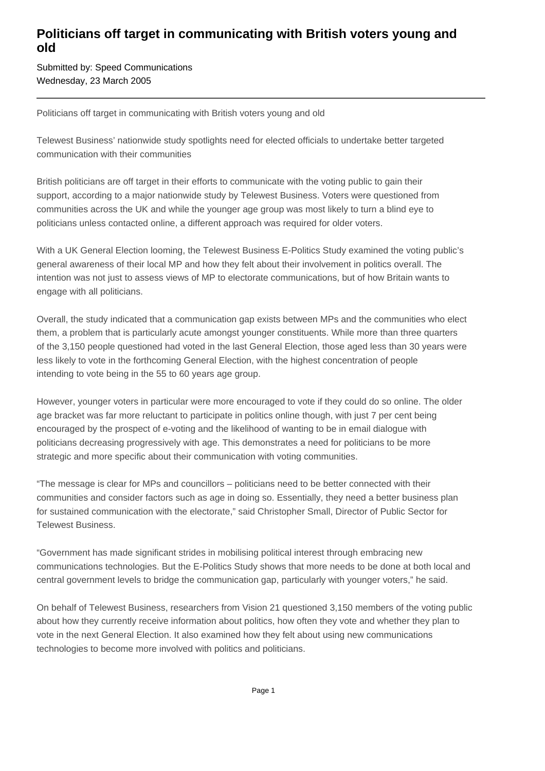# Politicians off target in communicating with British voters young and old

Submitted by: Speed Communications
Wednesday, 23 March 2005

---

Politicians off target in communicating with British voters young and old

Telewest Business' nationwide study spotlights need for elected officials to undertake better targeted communication with their communities

British politicians are off target in their efforts to communicate with the voting public to gain their support, according to a major nationwide study by Telewest Business. Voters were questioned from communities across the UK and while the younger age group was most likely to turn a blind eye to politicians unless contacted online, a different approach was required for older voters.

With a UK General Election looming, the Telewest Business E-Politics Study examined the voting public's general awareness of their local MP and how they felt about their involvement in politics overall. The intention was not just to assess views of MP to electorate communications, but of how Britain wants to engage with all politicians.

Overall, the study indicated that a communication gap exists between MPs and the communities who elect them, a problem that is particularly acute amongst younger constituents. While more than three quarters of the 3,150 people questioned had voted in the last General Election, those aged less than 30 years were less likely to vote in the forthcoming General Election, with the highest concentration of people intending to vote being in the 55 to 60 years age group.

However, younger voters in particular were more encouraged to vote if they could do so online. The older age bracket was far more reluctant to participate in politics online though, with just 7 per cent being encouraged by the prospect of e-voting and the likelihood of wanting to be in email dialogue with politicians decreasing progressively with age. This demonstrates a need for politicians to be more strategic and more specific about their communication with voting communities.

"The message is clear for MPs and councillors – politicians need to be better connected with their communities and consider factors such as age in doing so. Essentially, they need a better business plan for sustained communication with the electorate," said Christopher Small, Director of Public Sector for Telewest Business.

"Government has made significant strides in mobilising political interest through embracing new communications technologies. But the E-Politics Study shows that more needs to be done at both local and central government levels to bridge the communication gap, particularly with younger voters," he said.

On behalf of Telewest Business, researchers from Vision 21 questioned 3,150 members of the voting public about how they currently receive information about politics, how often they vote and whether they plan to vote in the next General Election. It also examined how they felt about using new communications technologies to become more involved with politics and politicians.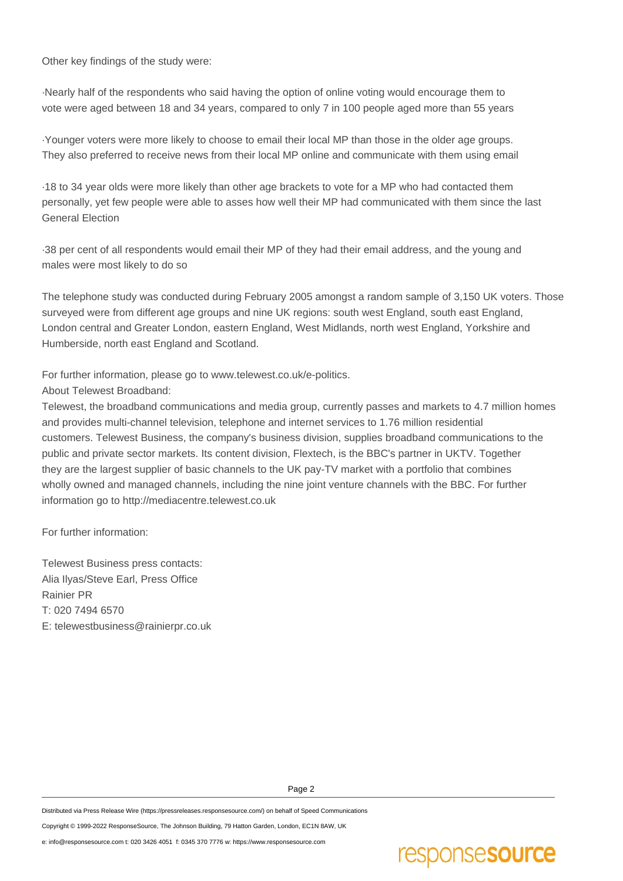Other key findings of the study were:

·Nearly half of the respondents who said having the option of online voting would encourage them to vote were aged between 18 and 34 years, compared to only 7 in 100 people aged more than 55 years

·Younger voters were more likely to choose to email their local MP than those in the older age groups. They also preferred to receive news from their local MP online and communicate with them using email

·18 to 34 year olds were more likely than other age brackets to vote for a MP who had contacted them personally, yet few people were able to asses how well their MP had communicated with them since the last General Election

·38 per cent of all respondents would email their MP of they had their email address, and the young and males were most likely to do so

The telephone study was conducted during February 2005 amongst a random sample of 3,150 UK voters. Those surveyed were from different age groups and nine UK regions: south west England, south east England, London central and Greater London, eastern England, West Midlands, north west England, Yorkshire and Humberside, north east England and Scotland.

For further information, please go to www.telewest.co.uk/e-politics.

About Telewest Broadband:

Telewest, the broadband communications and media group, currently passes and markets to 4.7 million homes and provides multi-channel television, telephone and internet services to 1.76 million residential customers. Telewest Business, the company's business division, supplies broadband communications to the public and private sector markets. Its content division, Flextech, is the BBC's partner in UKTV. Together they are the largest supplier of basic channels to the UK pay-TV market with a portfolio that combines wholly owned and managed channels, including the nine joint venture channels with the BBC. For further information go to http://mediacentre.telewest.co.uk

For further information:

Telewest Business press contacts:
Alia Ilyas/Steve Earl, Press Office
Rainier PR
T: 020 7494 6570
E: telewestbusiness@rainierpr.co.uk

Distributed via Press Release Wire (https://pressreleases.responsesource.com/) on behalf of Speed Communications

Copyright © 1999-2022 ResponseSource, The Johnson Building, 79 Hatton Garden, London, EC1N 8AW, UK

e: info@responsesource.com t: 020 3426 4051 f: 0345 370 7776 w: https://www.responsesource.com